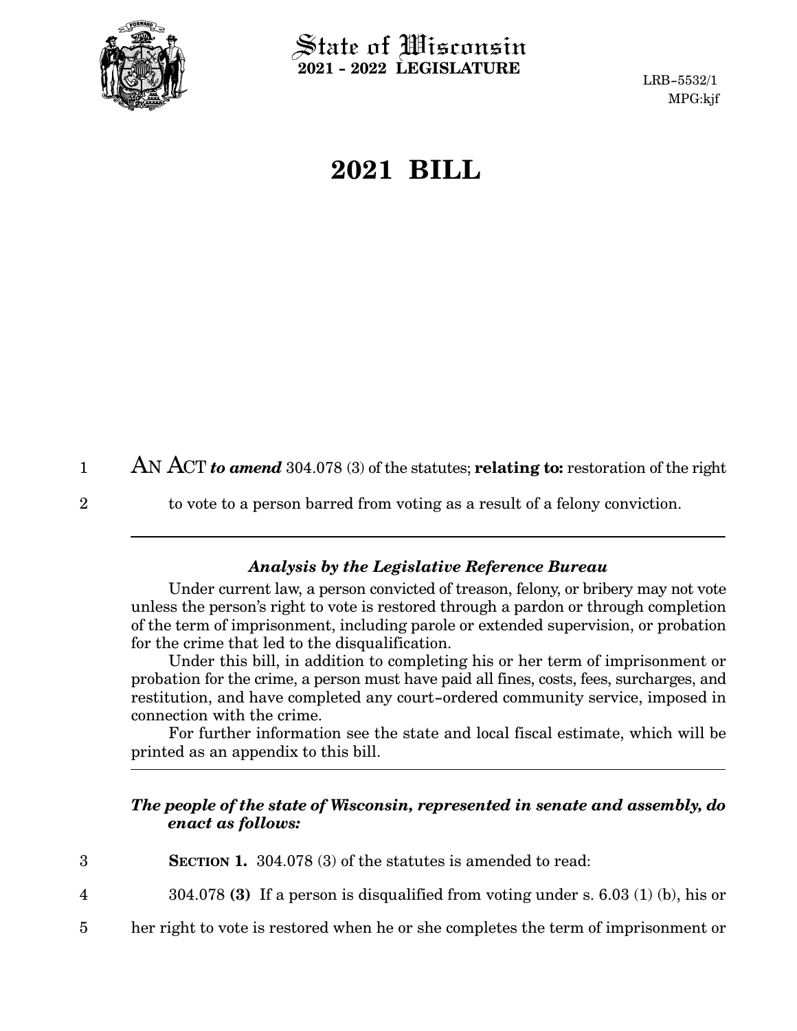State of Wisconsin
**2021 - 2022 LEGISLATURE**

LRB-5532/1
MPG:kjf

# 2021 BILL

AN ACT ***to amend*** 304.078 (3) of the statutes; **relating to:** restoration of the right to vote to a person barred from voting as a result of a felony conviction.

---

### *Analysis by the Legislative Reference Bureau*

Under current law, a person convicted of treason, felony, or bribery may not vote unless the person's right to vote is restored through a pardon or through completion of the term of imprisonment, including parole or extended supervision, or probation for the crime that led to the disqualification.

Under this bill, in addition to completing his or her term of imprisonment or probation for the crime, a person must have paid all fines, costs, fees, surcharges, and restitution, and have completed any court-ordered community service, imposed in connection with the crime.

For further information see the state and local fiscal estimate, which will be printed as an appendix to this bill.

---

***The people of the state of Wisconsin, represented in senate and assembly, do enact as follows:***

**SECTION 1.** 304.078 (3) of the statutes is amended to read:

304.078 **(3)** If a person is disqualified from voting under s. 6.03 (1) (b), his or her right to vote is restored when he or she completes the term of imprisonment or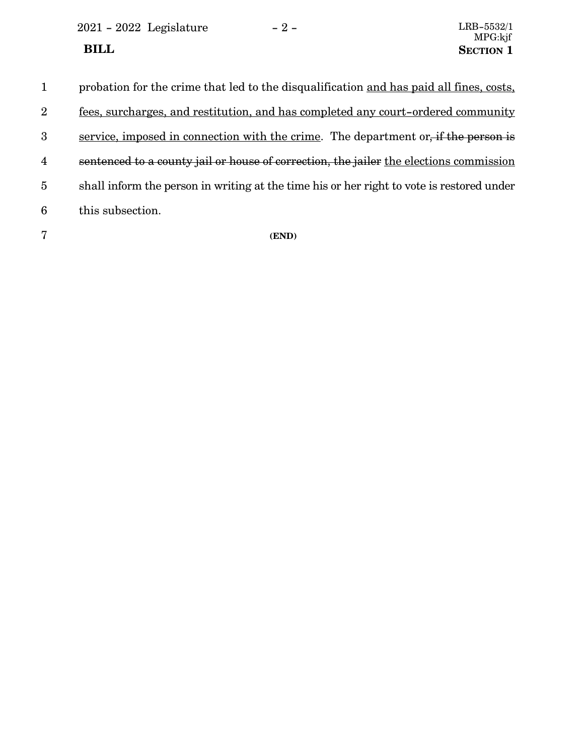probation for the crime that led to the disqualification <u>and has paid all fines, costs, fees, surcharges, and restitution, and has completed any court-ordered community service, imposed in connection with the crime</u>. The department or~~, if the person is sentenced to a county jail or house of correction, the jailer~~ <u>the elections commission</u> shall inform the person in writing at the time his or her right to vote is restored under this subsection.

**(END)**